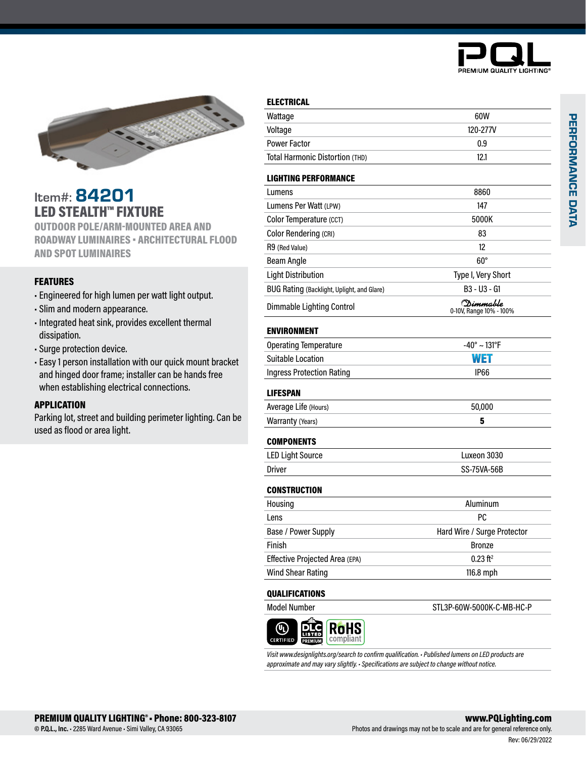PQL
PREMIUM QUALITY LIGHTING®

PERFORMANCE DATA

# Item#: 84201

## LED STEALTH™ FIXTURE

**OUTDOOR POLE/ARM-MOUNTED AREA AND ROADWAY LUMINAIRES • ARCHITECTURAL FLOOD AND SPOT LUMINAIRES**

### FEATURES

- Engineered for high lumen per watt light output.
- Slim and modern appearance.
- Integrated heat sink, provides excellent thermal dissipation.
- Surge protection device.
- Easy 1 person installation with our quick mount bracket and hinged door frame; installer can be hands free when establishing electrical connections.

### APPLICATION

Parking lot, street and building perimeter lighting. Can be used as flood or area light.

| ELECTRICAL | |
|---|---|
| Wattage | 60W |
| Voltage | 120-277V |
| Power Factor | 0.9 |
| Total Harmonic Distortion (THD) | 12.1 |

| LIGHTING PERFORMANCE | |
|---|---|
| Lumens | 8860 |
| Lumens Per Watt (LPW) | 147 |
| Color Temperature (CCT) | 5000K |
| Color Rendering (CRI) | 83 |
| R9 (Red Value) | 12 |
| Beam Angle | 60° |
| Light Distribution | Type I, Very Short |
| BUG Rating (Backlight, Uplight, and Glare) | B3 - U3 - G1 |
| Dimmable Lighting Control | Dimmable 0-10V, Range 10% - 100% |

| ENVIRONMENT | |
|---|---|
| Operating Temperature | -40° ~ 131°F |
| Suitable Location | WET |
| Ingress Protection Rating | IP66 |

| LIFESPAN | |
|---|---|
| Average Life (Hours) | 50,000 |
| Warranty (Years) | **5** |

| COMPONENTS | |
|---|---|
| LED Light Source | Luxeon 3030 |
| Driver | SS-75VA-56B |

| CONSTRUCTION | |
|---|---|
| Housing | Aluminum |
| Lens | PC |
| Base / Power Supply | Hard Wire / Surge Protector |
| Finish | Bronze |
| Effective Projected Area (EPA) | 0.23 $ft^2$ |
| Wind Shear Rating | 116.8 mph |

| QUALIFICATIONS | |
|---|---|
| Model Number | STL3P-60W-5000K-C-MB-HC-P |

UL CERTIFIED • DLC LISTED PREMIUM • RoHS compliant

*Visit www.designlights.org/search to confirm qualification. • Published lumens on LED products are approximate and may vary slightly. • Specifications are subject to change without notice.*

**PREMIUM QUALITY LIGHTING® • Phone: 800-323-8107**
© **P.Q.L., Inc.** • 2285 Ward Avenue • Simi Valley, CA 93065

**www.PQLighting.com**
Photos and drawings may not be to scale and are for general reference only.

Rev: 06/29/2022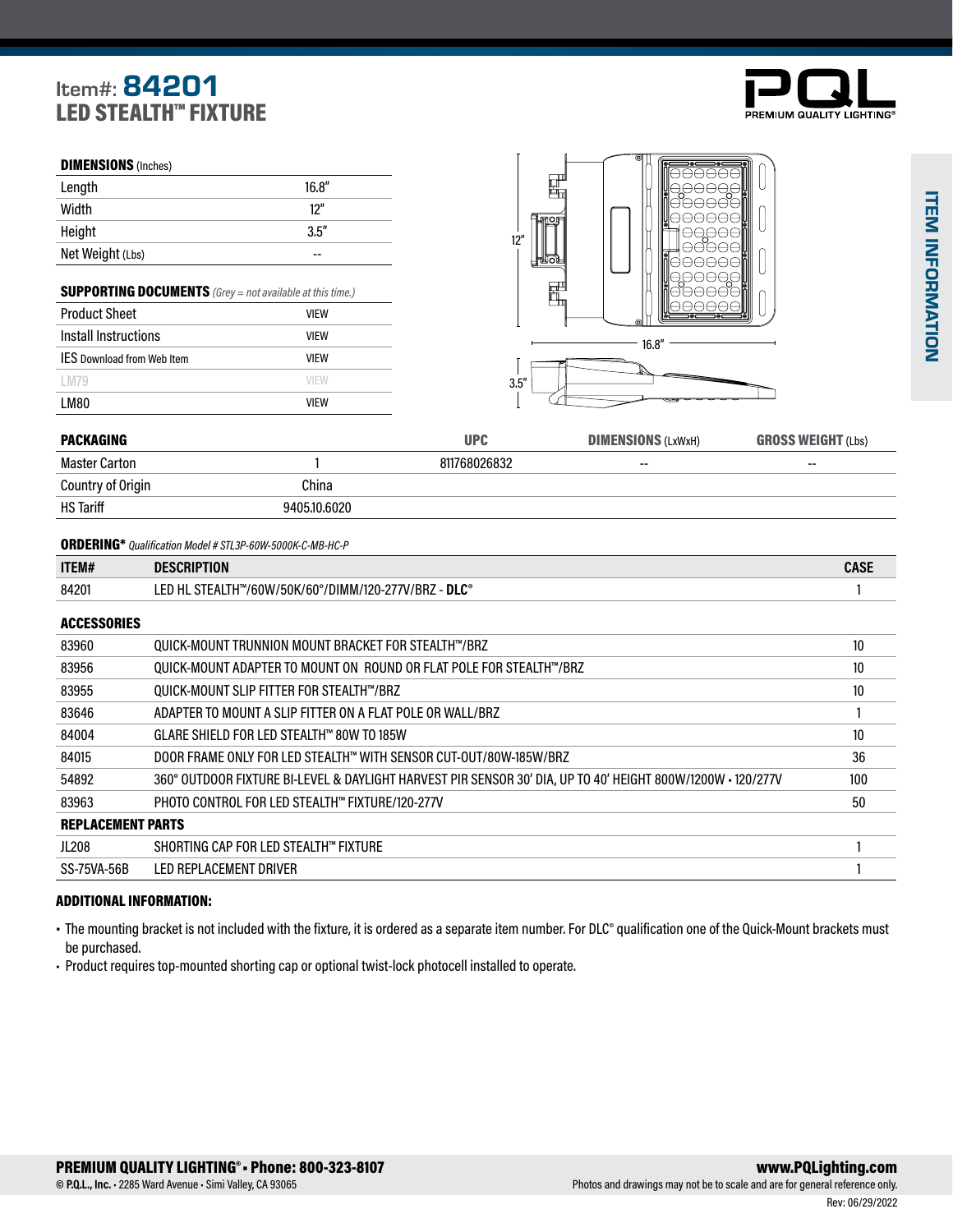# Item#: 84201
## LED STEALTH™ FIXTURE

ITEM INFORMATION

| DIMENSIONS (Inches) | |
|---|---|
| Length | 16.8" |
| Width | 12" |
| Height | 3.5" |
| Net Weight (Lbs) | -- |

| SUPPORTING DOCUMENTS (Grey = not available at this time.) | |
|---|---|
| Product Sheet | VIEW |
| Install Instructions | VIEW |
| IES Download from Web Item | VIEW |
| LM79 | VIEW |
| LM80 | VIEW |

12"

16.8"

3.5"

| PACKAGING | | UPC | DIMENSIONS (LxWxH) | GROSS WEIGHT (Lbs) |
|---|---|---|---|---|
| Master Carton | 1 | 811768026832 | -- | -- |
| Country of Origin | China | | | |
| HS Tariff | 9405.10.6020 | | | |

**ORDERING*** *Qualification Model # STL3P-60W-5000K-C-MB-HC-P*

| ITEM# | DESCRIPTION | CASE |
|---|---|---|
| 84201 | LED HL STEALTH™/60W/50K/60°/DIMM/120-277V/BRZ - **DLC®** | 1 |
| **ACCESSORIES** | | |
| 83960 | QUICK-MOUNT TRUNNION MOUNT BRACKET FOR STEALTH™/BRZ | 10 |
| 83956 | QUICK-MOUNT ADAPTER TO MOUNT ON ROUND OR FLAT POLE FOR STEALTH™/BRZ | 10 |
| 83955 | QUICK-MOUNT SLIP FITTER FOR STEALTH™/BRZ | 10 |
| 83646 | ADAPTER TO MOUNT A SLIP FITTER ON A FLAT POLE OR WALL/BRZ | 1 |
| 84004 | GLARE SHIELD FOR LED STEALTH™ 80W TO 185W | 10 |
| 84015 | DOOR FRAME ONLY FOR LED STEALTH™ WITH SENSOR CUT-OUT/80W-185W/BRZ | 36 |
| 54892 | 360° OUTDOOR FIXTURE BI-LEVEL & DAYLIGHT HARVEST PIR SENSOR 30' DIA, UP TO 40' HEIGHT 800W/1200W • 120/277V | 100 |
| 83963 | PHOTO CONTROL FOR LED STEALTH™ FIXTURE/120-277V | 50 |
| **REPLACEMENT PARTS** | | |
| JL208 | SHORTING CAP FOR LED STEALTH™ FIXTURE | 1 |
| SS-75VA-56B | LED REPLACEMENT DRIVER | 1 |

### ADDITIONAL INFORMATION:

- The mounting bracket is not included with the fixture, it is ordered as a separate item number. For DLC® qualification one of the Quick-Mount brackets must be purchased.
- Product requires top-mounted shorting cap or optional twist-lock photocell installed to operate.

**PREMIUM QUALITY LIGHTING® • Phone: 800-323-8107**
© **P.Q.L., Inc.** • 2285 Ward Avenue • Simi Valley, CA 93065

**www.PQLighting.com**
Photos and drawings may not be to scale and are for general reference only.

Rev: 06/29/2022